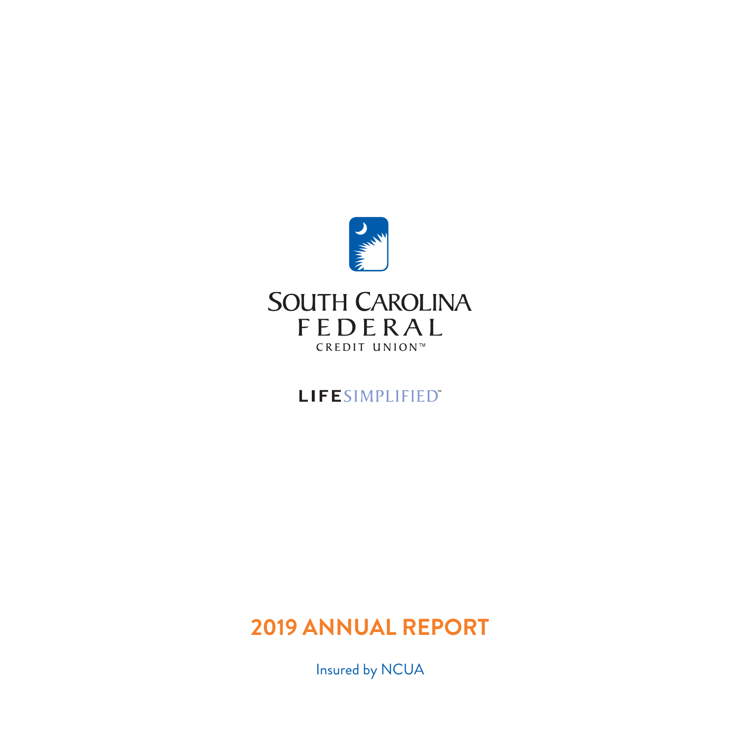SOUTH CAROLINA
FEDERAL
CREDIT UNION™

LIFESIMPLIFIED℠

# 2019 ANNUAL REPORT

Insured by NCUA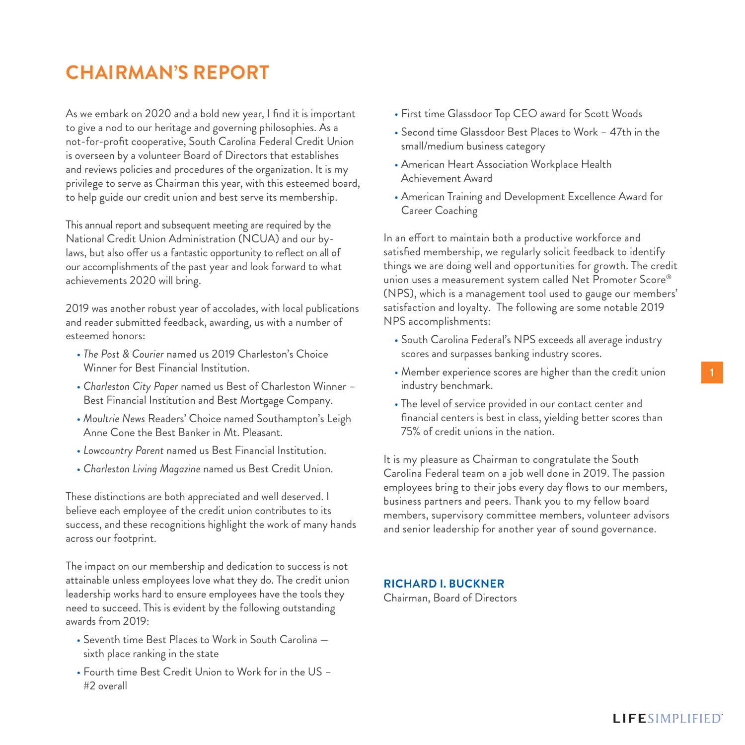# CHAIRMAN'S REPORT

As we embark on 2020 and a bold new year, I find it is important to give a nod to our heritage and governing philosophies. As a not-for-profit cooperative, South Carolina Federal Credit Union is overseen by a volunteer Board of Directors that establishes and reviews policies and procedures of the organization. It is my privilege to serve as Chairman this year, with this esteemed board, to help guide our credit union and best serve its membership.

This annual report and subsequent meeting are required by the National Credit Union Administration (NCUA) and our by-laws, but also offer us a fantastic opportunity to reflect on all of our accomplishments of the past year and look forward to what achievements 2020 will bring.

2019 was another robust year of accolades, with local publications and reader submitted feedback, awarding, us with a number of esteemed honors:

- *The Post & Courier* named us 2019 Charleston's Choice Winner for Best Financial Institution.
- *Charleston City Paper* named us Best of Charleston Winner – Best Financial Institution and Best Mortgage Company.
- *Moultrie News* Readers' Choice named Southampton's Leigh Anne Cone the Best Banker in Mt. Pleasant.
- *Lowcountry Parent* named us Best Financial Institution.
- *Charleston Living Magazine* named us Best Credit Union.

These distinctions are both appreciated and well deserved. I believe each employee of the credit union contributes to its success, and these recognitions highlight the work of many hands across our footprint.

The impact on our membership and dedication to success is not attainable unless employees love what they do. The credit union leadership works hard to ensure employees have the tools they need to succeed. This is evident by the following outstanding awards from 2019:

- Seventh time Best Places to Work in South Carolina — sixth place ranking in the state
- Fourth time Best Credit Union to Work for in the US – #2 overall
- First time Glassdoor Top CEO award for Scott Woods
- Second time Glassdoor Best Places to Work – 47th in the small/medium business category
- American Heart Association Workplace Health Achievement Award
- American Training and Development Excellence Award for Career Coaching

In an effort to maintain both a productive workforce and satisfied membership, we regularly solicit feedback to identify things we are doing well and opportunities for growth. The credit union uses a measurement system called Net Promoter Score® (NPS), which is a management tool used to gauge our members' satisfaction and loyalty. The following are some notable 2019 NPS accomplishments:

- South Carolina Federal's NPS exceeds all average industry scores and surpasses banking industry scores.
- Member experience scores are higher than the credit union industry benchmark.
- The level of service provided in our contact center and financial centers is best in class, yielding better scores than 75% of credit unions in the nation.

It is my pleasure as Chairman to congratulate the South Carolina Federal team on a job well done in 2019. The passion employees bring to their jobs every day flows to our members, business partners and peers. Thank you to my fellow board members, supervisory committee members, volunteer advisors and senior leadership for another year of sound governance.

**RICHARD I. BUCKNER**
Chairman, Board of Directors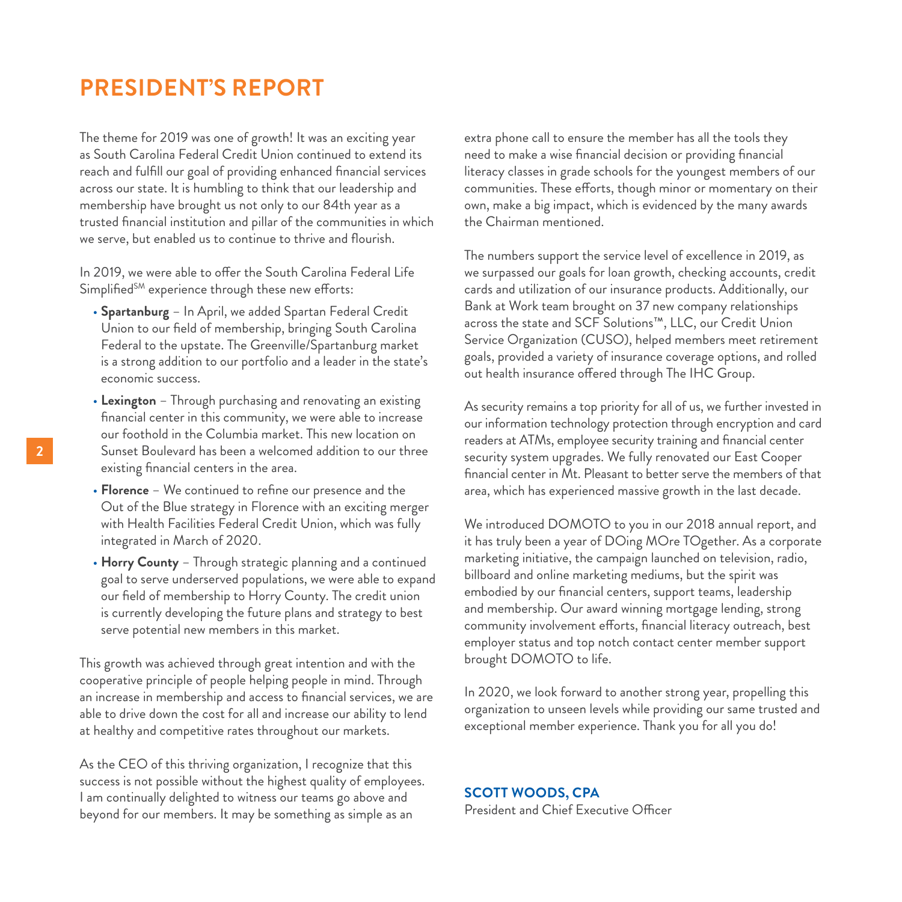# PRESIDENT'S REPORT

The theme for 2019 was one of growth! It was an exciting year as South Carolina Federal Credit Union continued to extend its reach and fulfill our goal of providing enhanced financial services across our state. It is humbling to think that our leadership and membership have brought us not only to our 84th year as a trusted financial institution and pillar of the communities in which we serve, but enabled us to continue to thrive and flourish.

In 2019, we were able to offer the South Carolina Federal Life Simplified℠ experience through these new efforts:

- **Spartanburg** – In April, we added Spartan Federal Credit Union to our field of membership, bringing South Carolina Federal to the upstate. The Greenville/Spartanburg market is a strong addition to our portfolio and a leader in the state's economic success.
- **Lexington** – Through purchasing and renovating an existing financial center in this community, we were able to increase our foothold in the Columbia market. This new location on Sunset Boulevard has been a welcomed addition to our three existing financial centers in the area.
- **Florence** – We continued to refine our presence and the Out of the Blue strategy in Florence with an exciting merger with Health Facilities Federal Credit Union, which was fully integrated in March of 2020.
- **Horry County** – Through strategic planning and a continued goal to serve underserved populations, we were able to expand our field of membership to Horry County. The credit union is currently developing the future plans and strategy to best serve potential new members in this market.

This growth was achieved through great intention and with the cooperative principle of people helping people in mind. Through an increase in membership and access to financial services, we are able to drive down the cost for all and increase our ability to lend at healthy and competitive rates throughout our markets.

As the CEO of this thriving organization, I recognize that this success is not possible without the highest quality of employees. I am continually delighted to witness our teams go above and beyond for our members. It may be something as simple as an extra phone call to ensure the member has all the tools they need to make a wise financial decision or providing financial literacy classes in grade schools for the youngest members of our communities. These efforts, though minor or momentary on their own, make a big impact, which is evidenced by the many awards the Chairman mentioned.

The numbers support the service level of excellence in 2019, as we surpassed our goals for loan growth, checking accounts, credit cards and utilization of our insurance products. Additionally, our Bank at Work team brought on 37 new company relationships across the state and SCF Solutions™, LLC, our Credit Union Service Organization (CUSO), helped members meet retirement goals, provided a variety of insurance coverage options, and rolled out health insurance offered through The IHC Group.

As security remains a top priority for all of us, we further invested in our information technology protection through encryption and card readers at ATMs, employee security training and financial center security system upgrades. We fully renovated our East Cooper financial center in Mt. Pleasant to better serve the members of that area, which has experienced massive growth in the last decade.

We introduced DOMOTO to you in our 2018 annual report, and it has truly been a year of DOing MOre TOgether. As a corporate marketing initiative, the campaign launched on television, radio, billboard and online marketing mediums, but the spirit was embodied by our financial centers, support teams, leadership and membership. Our award winning mortgage lending, strong community involvement efforts, financial literacy outreach, best employer status and top notch contact center member support brought DOMOTO to life.

In 2020, we look forward to another strong year, propelling this organization to unseen levels while providing our same trusted and exceptional member experience. Thank you for all you do!

**SCOTT WOODS, CPA**
President and Chief Executive Officer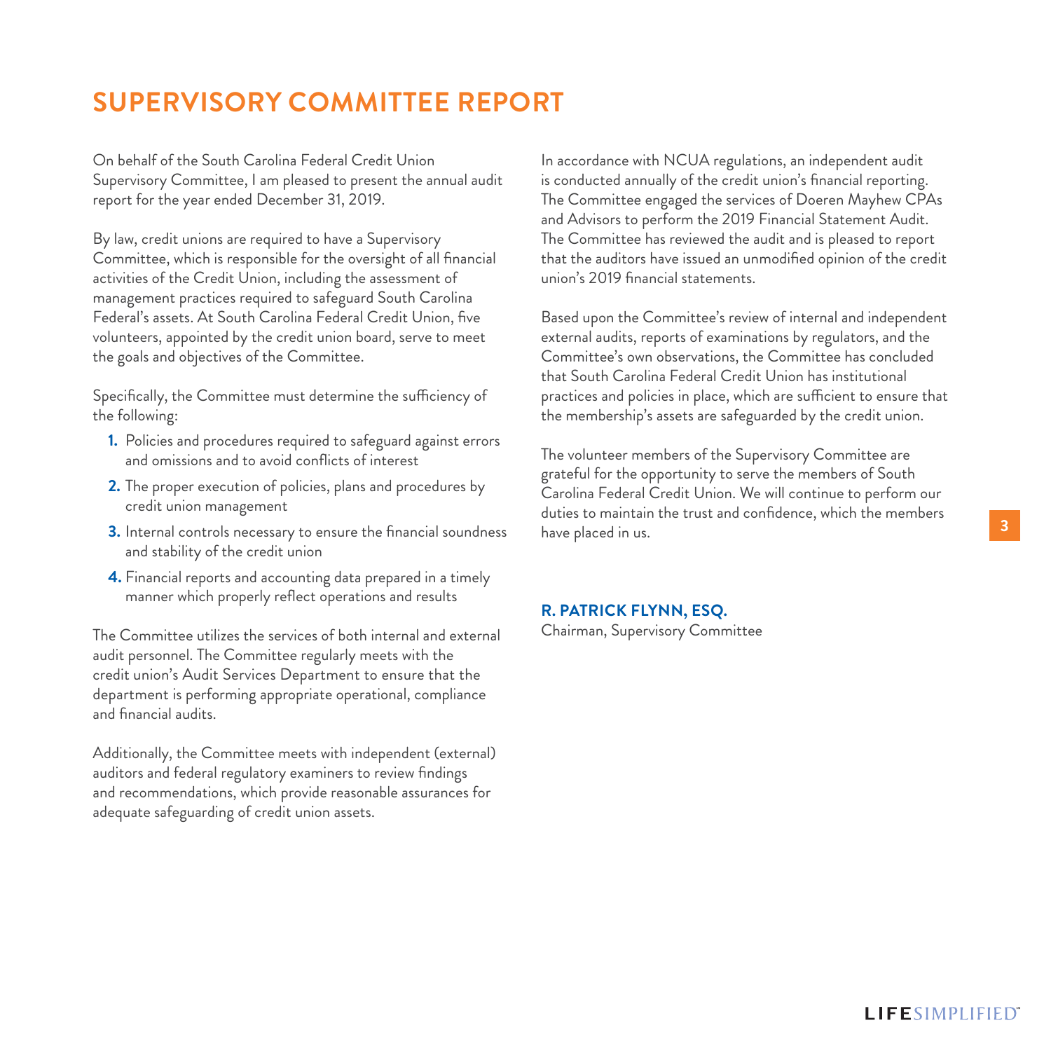# SUPERVISORY COMMITTEE REPORT

On behalf of the South Carolina Federal Credit Union Supervisory Committee, I am pleased to present the annual audit report for the year ended December 31, 2019.

By law, credit unions are required to have a Supervisory Committee, which is responsible for the oversight of all financial activities of the Credit Union, including the assessment of management practices required to safeguard South Carolina Federal's assets. At South Carolina Federal Credit Union, five volunteers, appointed by the credit union board, serve to meet the goals and objectives of the Committee.

Specifically, the Committee must determine the sufficiency of the following:

1. Policies and procedures required to safeguard against errors and omissions and to avoid conflicts of interest
2. The proper execution of policies, plans and procedures by credit union management
3. Internal controls necessary to ensure the financial soundness and stability of the credit union
4. Financial reports and accounting data prepared in a timely manner which properly reflect operations and results

The Committee utilizes the services of both internal and external audit personnel. The Committee regularly meets with the credit union's Audit Services Department to ensure that the department is performing appropriate operational, compliance and financial audits.

Additionally, the Committee meets with independent (external) auditors and federal regulatory examiners to review findings and recommendations, which provide reasonable assurances for adequate safeguarding of credit union assets.

In accordance with NCUA regulations, an independent audit is conducted annually of the credit union's financial reporting. The Committee engaged the services of Doeren Mayhew CPAs and Advisors to perform the 2019 Financial Statement Audit. The Committee has reviewed the audit and is pleased to report that the auditors have issued an unmodified opinion of the credit union's 2019 financial statements.

Based upon the Committee's review of internal and independent external audits, reports of examinations by regulators, and the Committee's own observations, the Committee has concluded that South Carolina Federal Credit Union has institutional practices and policies in place, which are sufficient to ensure that the membership's assets are safeguarded by the credit union.

The volunteer members of the Supervisory Committee are grateful for the opportunity to serve the members of South Carolina Federal Credit Union. We will continue to perform our duties to maintain the trust and confidence, which the members have placed in us.

**R. PATRICK FLYNN, ESQ.**
Chairman, Supervisory Committee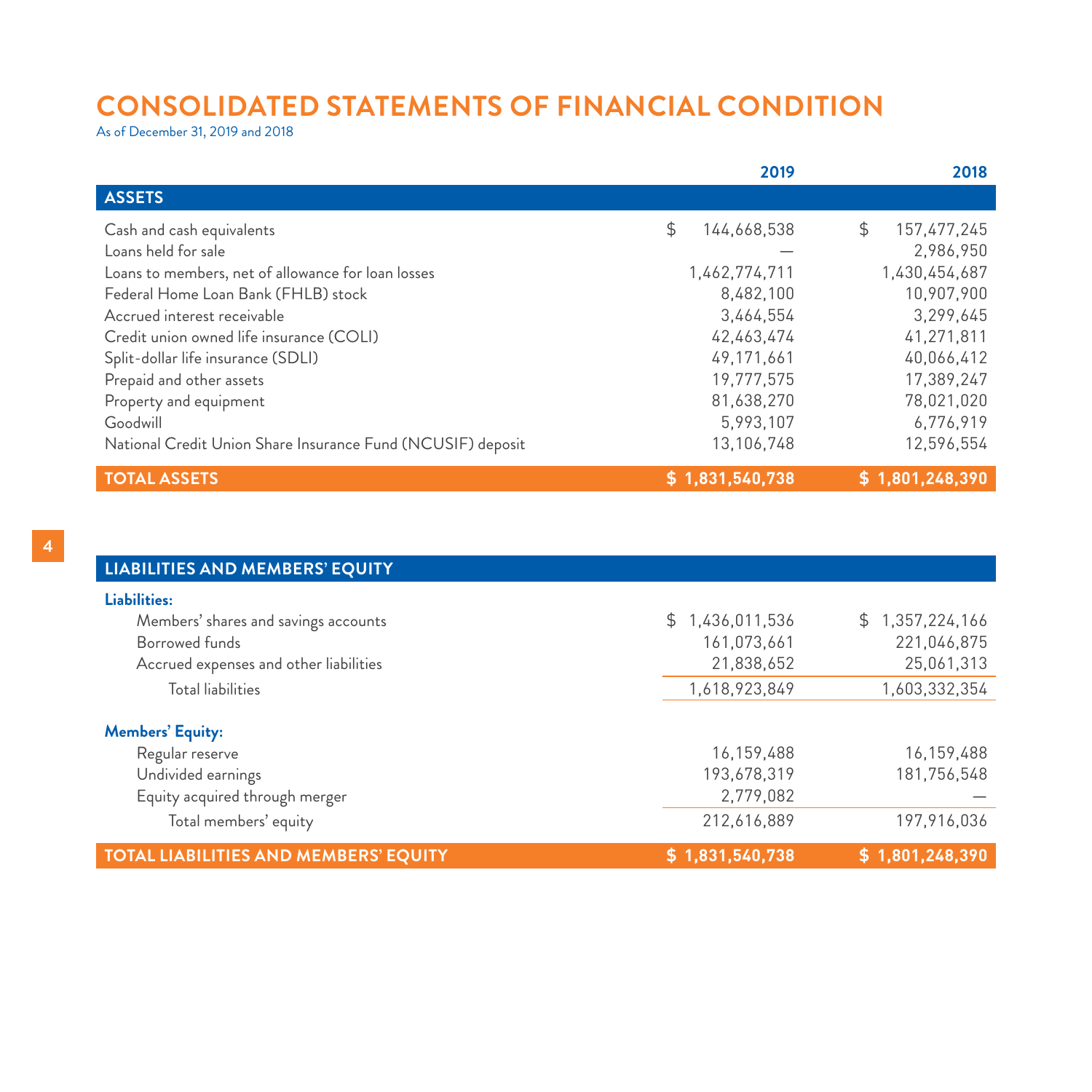# CONSOLIDATED STATEMENTS OF FINANCIAL CONDITION

As of December 31, 2019 and 2018

| | 2019 | 2018 |
|---|---|---|
| **ASSETS** | | |
| Cash and cash equivalents | $ 144,668,538 | $ 157,477,245 |
| Loans held for sale | — | 2,986,950 |
| Loans to members, net of allowance for loan losses | 1,462,774,711 | 1,430,454,687 |
| Federal Home Loan Bank (FHLB) stock | 8,482,100 | 10,907,900 |
| Accrued interest receivable | 3,464,554 | 3,299,645 |
| Credit union owned life insurance (COLI) | 42,463,474 | 41,271,811 |
| Split-dollar life insurance (SDLI) | 49,171,661 | 40,066,412 |
| Prepaid and other assets | 19,777,575 | 17,389,247 |
| Property and equipment | 81,638,270 | 78,021,020 |
| Goodwill | 5,993,107 | 6,776,919 |
| National Credit Union Share Insurance Fund (NCUSIF) deposit | 13,106,748 | 12,596,554 |
| **TOTAL ASSETS** | **$ 1,831,540,738** | **$ 1,801,248,390** |

| | 2019 | 2018 |
|---|---|---|
| **LIABILITIES AND MEMBERS' EQUITY** | | |
| **Liabilities:** | | |
| Members' shares and savings accounts | $ 1,436,011,536 | $ 1,357,224,166 |
| Borrowed funds | 161,073,661 | 221,046,875 |
| Accrued expenses and other liabilities | 21,838,652 | 25,061,313 |
| Total liabilities | 1,618,923,849 | 1,603,332,354 |
| **Members' Equity:** | | |
| Regular reserve | 16,159,488 | 16,159,488 |
| Undivided earnings | 193,678,319 | 181,756,548 |
| Equity acquired through merger | 2,779,082 | — |
| Total members' equity | 212,616,889 | 197,916,036 |
| **TOTAL LIABILITIES AND MEMBERS' EQUITY** | **$ 1,831,540,738** | **$ 1,801,248,390** |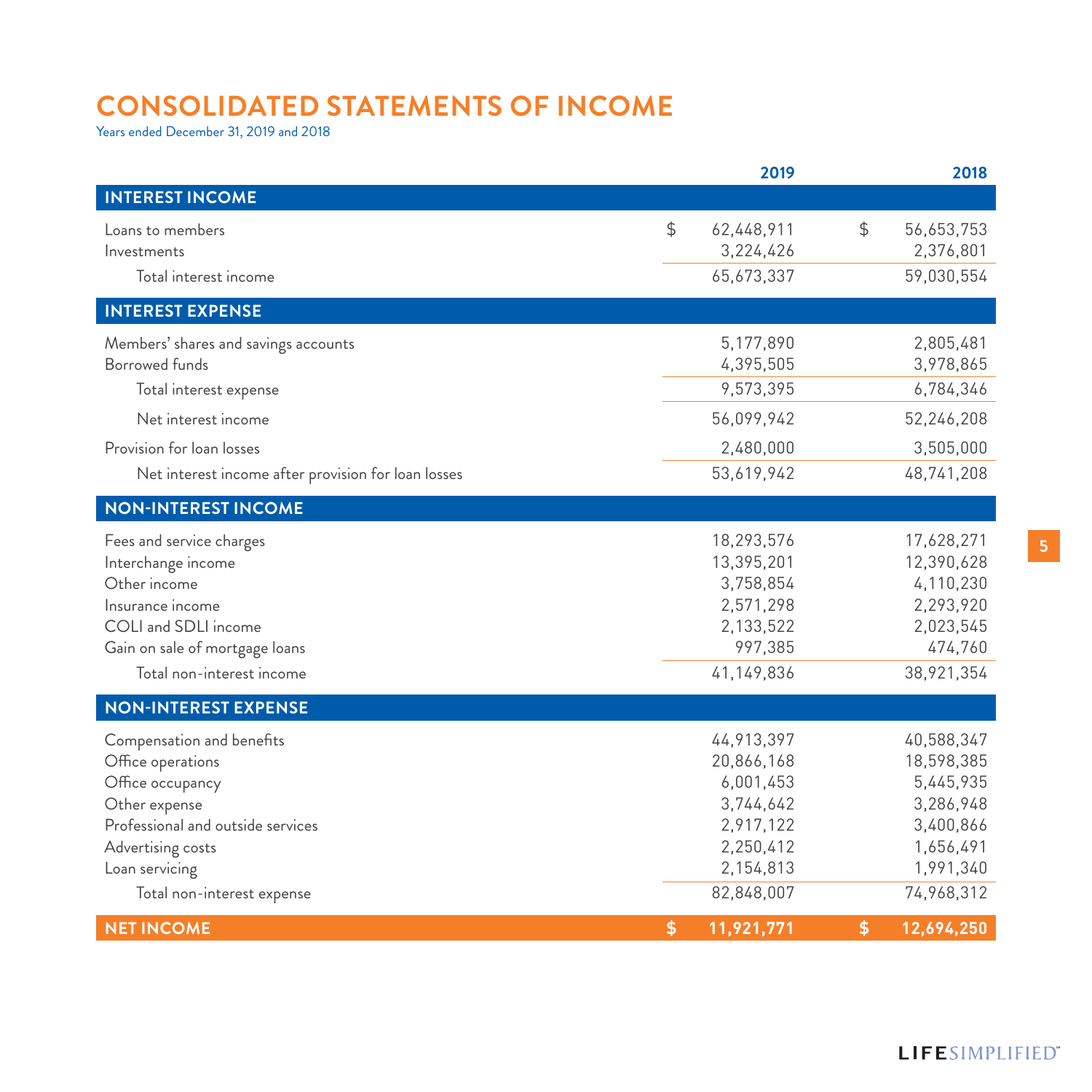# CONSOLIDATED STATEMENTS OF INCOME

Years ended December 31, 2019 and 2018

| | 2019 | 2018 |
|---|---|---|
| **INTEREST INCOME** | | |
| Loans to members | $ 62,448,911 | $ 56,653,753 |
| Investments | 3,224,426 | 2,376,801 |
| Total interest income | 65,673,337 | 59,030,554 |
| **INTEREST EXPENSE** | | |
| Members' shares and savings accounts | 5,177,890 | 2,805,481 |
| Borrowed funds | 4,395,505 | 3,978,865 |
| Total interest expense | 9,573,395 | 6,784,346 |
| Net interest income | 56,099,942 | 52,246,208 |
| Provision for loan losses | 2,480,000 | 3,505,000 |
| Net interest income after provision for loan losses | 53,619,942 | 48,741,208 |
| **NON-INTEREST INCOME** | | |
| Fees and service charges | 18,293,576 | 17,628,271 |
| Interchange income | 13,395,201 | 12,390,628 |
| Other income | 3,758,854 | 4,110,230 |
| Insurance income | 2,571,298 | 2,293,920 |
| COLI and SDLI income | 2,133,522 | 2,023,545 |
| Gain on sale of mortgage loans | 997,385 | 474,760 |
| Total non-interest income | 41,149,836 | 38,921,354 |
| **NON-INTEREST EXPENSE** | | |
| Compensation and benefits | 44,913,397 | 40,588,347 |
| Office operations | 20,866,168 | 18,598,385 |
| Office occupancy | 6,001,453 | 5,445,935 |
| Other expense | 3,744,642 | 3,286,948 |
| Professional and outside services | 2,917,122 | 3,400,866 |
| Advertising costs | 2,250,412 | 1,656,491 |
| Loan servicing | 2,154,813 | 1,991,340 |
| Total non-interest expense | 82,848,007 | 74,968,312 |
| **NET INCOME** | **$ 11,921,771** | **$ 12,694,250** |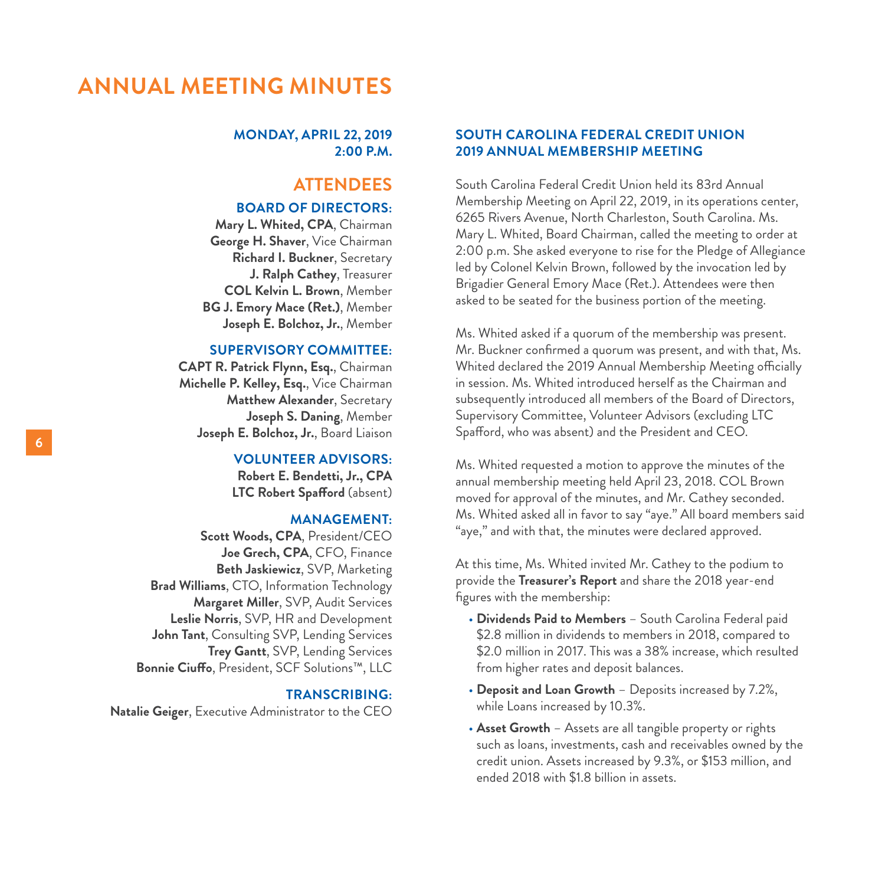# ANNUAL MEETING MINUTES

**MONDAY, APRIL 22, 2019**
**2:00 P.M.**

## ATTENDEES

### BOARD OF DIRECTORS:

**Mary L. Whited, CPA**, Chairman
**George H. Shaver**, Vice Chairman
**Richard I. Buckner**, Secretary
**J. Ralph Cathey**, Treasurer
**COL Kelvin L. Brown**, Member
**BG J. Emory Mace (Ret.)**, Member
**Joseph E. Bolchoz, Jr.**, Member

### SUPERVISORY COMMITTEE:

**CAPT R. Patrick Flynn, Esq.**, Chairman
**Michelle P. Kelley, Esq.**, Vice Chairman
**Matthew Alexander**, Secretary
**Joseph S. Daning**, Member
**Joseph E. Bolchoz, Jr.**, Board Liaison

### VOLUNTEER ADVISORS:

**Robert E. Bendetti, Jr., CPA**
**LTC Robert Spafford** (absent)

### MANAGEMENT:

**Scott Woods, CPA**, President/CEO
**Joe Grech, CPA**, CFO, Finance
**Beth Jaskiewicz**, SVP, Marketing
**Brad Williams**, CTO, Information Technology
**Margaret Miller**, SVP, Audit Services
**Leslie Norris**, SVP, HR and Development
**John Tant**, Consulting SVP, Lending Services
**Trey Gantt**, SVP, Lending Services
**Bonnie Ciuffo**, President, SCF Solutions™, LLC

### TRANSCRIBING:

**Natalie Geiger**, Executive Administrator to the CEO

### SOUTH CAROLINA FEDERAL CREDIT UNION 2019 ANNUAL MEMBERSHIP MEETING

South Carolina Federal Credit Union held its 83rd Annual Membership Meeting on April 22, 2019, in its operations center, 6265 Rivers Avenue, North Charleston, South Carolina. Ms. Mary L. Whited, Board Chairman, called the meeting to order at 2:00 p.m. She asked everyone to rise for the Pledge of Allegiance led by Colonel Kelvin Brown, followed by the invocation led by Brigadier General Emory Mace (Ret.). Attendees were then asked to be seated for the business portion of the meeting.

Ms. Whited asked if a quorum of the membership was present. Mr. Buckner confirmed a quorum was present, and with that, Ms. Whited declared the 2019 Annual Membership Meeting officially in session. Ms. Whited introduced herself as the Chairman and subsequently introduced all members of the Board of Directors, Supervisory Committee, Volunteer Advisors (excluding LTC Spafford, who was absent) and the President and CEO.

Ms. Whited requested a motion to approve the minutes of the annual membership meeting held April 23, 2018. COL Brown moved for approval of the minutes, and Mr. Cathey seconded. Ms. Whited asked all in favor to say "aye." All board members said "aye," and with that, the minutes were declared approved.

At this time, Ms. Whited invited Mr. Cathey to the podium to provide the **Treasurer's Report** and share the 2018 year-end figures with the membership:

- **Dividends Paid to Members** – South Carolina Federal paid \$2.8 million in dividends to members in 2018, compared to \$2.0 million in 2017. This was a 38% increase, which resulted from higher rates and deposit balances.
- **Deposit and Loan Growth** – Deposits increased by 7.2%, while Loans increased by 10.3%.
- **Asset Growth** – Assets are all tangible property or rights such as loans, investments, cash and receivables owned by the credit union. Assets increased by 9.3%, or \$153 million, and ended 2018 with \$1.8 billion in assets.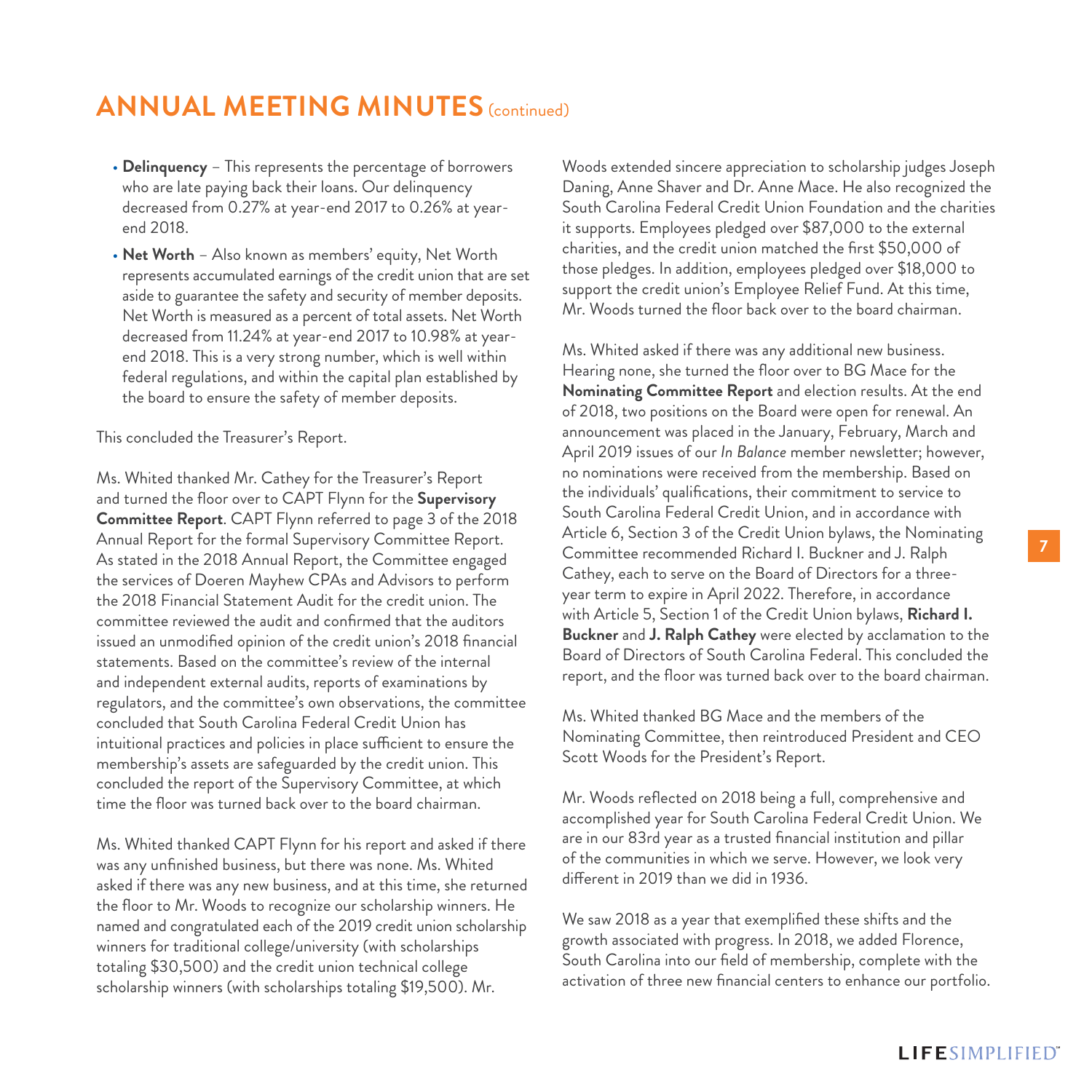## ANNUAL MEETING MINUTES (continued)

- **Delinquency** – This represents the percentage of borrowers who are late paying back their loans. Our delinquency decreased from 0.27% at year-end 2017 to 0.26% at year-end 2018.
- **Net Worth** – Also known as members' equity, Net Worth represents accumulated earnings of the credit union that are set aside to guarantee the safety and security of member deposits. Net Worth is measured as a percent of total assets. Net Worth decreased from 11.24% at year-end 2017 to 10.98% at year-end 2018. This is a very strong number, which is well within federal regulations, and within the capital plan established by the board to ensure the safety of member deposits.

This concluded the Treasurer's Report.

Ms. Whited thanked Mr. Cathey for the Treasurer's Report and turned the floor over to CAPT Flynn for the **Supervisory Committee Report**. CAPT Flynn referred to page 3 of the 2018 Annual Report for the formal Supervisory Committee Report. As stated in the 2018 Annual Report, the Committee engaged the services of Doeren Mayhew CPAs and Advisors to perform the 2018 Financial Statement Audit for the credit union. The committee reviewed the audit and confirmed that the auditors issued an unmodified opinion of the credit union's 2018 financial statements. Based on the committee's review of the internal and independent external audits, reports of examinations by regulators, and the committee's own observations, the committee concluded that South Carolina Federal Credit Union has intuitional practices and policies in place sufficient to ensure the membership's assets are safeguarded by the credit union. This concluded the report of the Supervisory Committee, at which time the floor was turned back over to the board chairman.

Ms. Whited thanked CAPT Flynn for his report and asked if there was any unfinished business, but there was none. Ms. Whited asked if there was any new business, and at this time, she returned the floor to Mr. Woods to recognize our scholarship winners. He named and congratulated each of the 2019 credit union scholarship winners for traditional college/university (with scholarships totaling $30,500) and the credit union technical college scholarship winners (with scholarships totaling $19,500). Mr. Woods extended sincere appreciation to scholarship judges Joseph Daning, Anne Shaver and Dr. Anne Mace. He also recognized the South Carolina Federal Credit Union Foundation and the charities it supports. Employees pledged over $87,000 to the external charities, and the credit union matched the first $50,000 of those pledges. In addition, employees pledged over $18,000 to support the credit union's Employee Relief Fund. At this time, Mr. Woods turned the floor back over to the board chairman.

Ms. Whited asked if there was any additional new business. Hearing none, she turned the floor over to BG Mace for the **Nominating Committee Report** and election results. At the end of 2018, two positions on the Board were open for renewal. An announcement was placed in the January, February, March and April 2019 issues of our *In Balance* member newsletter; however, no nominations were received from the membership. Based on the individuals' qualifications, their commitment to service to South Carolina Federal Credit Union, and in accordance with Article 6, Section 3 of the Credit Union bylaws, the Nominating Committee recommended Richard I. Buckner and J. Ralph Cathey, each to serve on the Board of Directors for a three-year term to expire in April 2022. Therefore, in accordance with Article 5, Section 1 of the Credit Union bylaws, **Richard I. Buckner** and **J. Ralph Cathey** were elected by acclamation to the Board of Directors of South Carolina Federal. This concluded the report, and the floor was turned back over to the board chairman.

Ms. Whited thanked BG Mace and the members of the Nominating Committee, then reintroduced President and CEO Scott Woods for the President's Report.

Mr. Woods reflected on 2018 being a full, comprehensive and accomplished year for South Carolina Federal Credit Union. We are in our 83rd year as a trusted financial institution and pillar of the communities in which we serve. However, we look very different in 2019 than we did in 1936.

We saw 2018 as a year that exemplified these shifts and the growth associated with progress. In 2018, we added Florence, South Carolina into our field of membership, complete with the activation of three new financial centers to enhance our portfolio.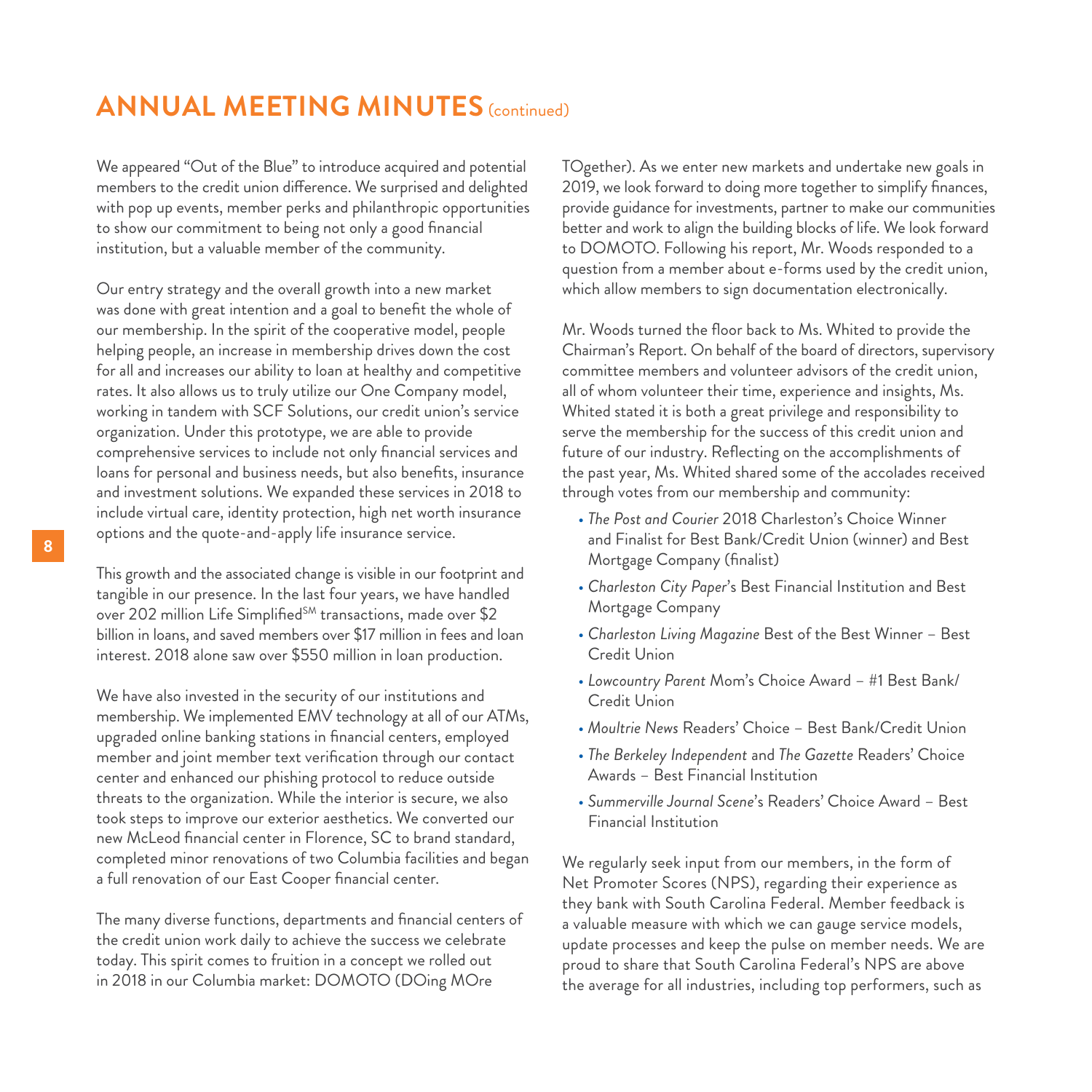## ANNUAL MEETING MINUTES (continued)

We appeared "Out of the Blue" to introduce acquired and potential members to the credit union difference. We surprised and delighted with pop up events, member perks and philanthropic opportunities to show our commitment to being not only a good financial institution, but a valuable member of the community.

Our entry strategy and the overall growth into a new market was done with great intention and a goal to benefit the whole of our membership. In the spirit of the cooperative model, people helping people, an increase in membership drives down the cost for all and increases our ability to loan at healthy and competitive rates. It also allows us to truly utilize our One Company model, working in tandem with SCF Solutions, our credit union's service organization. Under this prototype, we are able to provide comprehensive services to include not only financial services and loans for personal and business needs, but also benefits, insurance and investment solutions. We expanded these services in 2018 to include virtual care, identity protection, high net worth insurance options and the quote-and-apply life insurance service.

This growth and the associated change is visible in our footprint and tangible in our presence. In the last four years, we have handled over 202 million Life Simplified℠ transactions, made over $2 billion in loans, and saved members over $17 million in fees and loan interest. 2018 alone saw over $550 million in loan production.

We have also invested in the security of our institutions and membership. We implemented EMV technology at all of our ATMs, upgraded online banking stations in financial centers, employed member and joint member text verification through our contact center and enhanced our phishing protocol to reduce outside threats to the organization. While the interior is secure, we also took steps to improve our exterior aesthetics. We converted our new McLeod financial center in Florence, SC to brand standard, completed minor renovations of two Columbia facilities and began a full renovation of our East Cooper financial center.

The many diverse functions, departments and financial centers of the credit union work daily to achieve the success we celebrate today. This spirit comes to fruition in a concept we rolled out in 2018 in our Columbia market: DOMOTO (DOing MOre TOgether). As we enter new markets and undertake new goals in 2019, we look forward to doing more together to simplify finances, provide guidance for investments, partner to make our communities better and work to align the building blocks of life. We look forward to DOMOTO. Following his report, Mr. Woods responded to a question from a member about e-forms used by the credit union, which allow members to sign documentation electronically.

Mr. Woods turned the floor back to Ms. Whited to provide the Chairman's Report. On behalf of the board of directors, supervisory committee members and volunteer advisors of the credit union, all of whom volunteer their time, experience and insights, Ms. Whited stated it is both a great privilege and responsibility to serve the membership for the success of this credit union and future of our industry. Reflecting on the accomplishments of the past year, Ms. Whited shared some of the accolades received through votes from our membership and community:

- *The Post and Courier* 2018 Charleston's Choice Winner and Finalist for Best Bank/Credit Union (winner) and Best Mortgage Company (finalist)
- *Charleston City Paper*'s Best Financial Institution and Best Mortgage Company
- *Charleston Living Magazine* Best of the Best Winner – Best Credit Union
- *Lowcountry Parent* Mom's Choice Award – #1 Best Bank/Credit Union
- *Moultrie News* Readers' Choice – Best Bank/Credit Union
- *The Berkeley Independent* and *The Gazette* Readers' Choice Awards – Best Financial Institution
- *Summerville Journal Scene*'s Readers' Choice Award – Best Financial Institution

We regularly seek input from our members, in the form of Net Promoter Scores (NPS), regarding their experience as they bank with South Carolina Federal. Member feedback is a valuable measure with which we can gauge service models, update processes and keep the pulse on member needs. We are proud to share that South Carolina Federal's NPS are above the average for all industries, including top performers, such as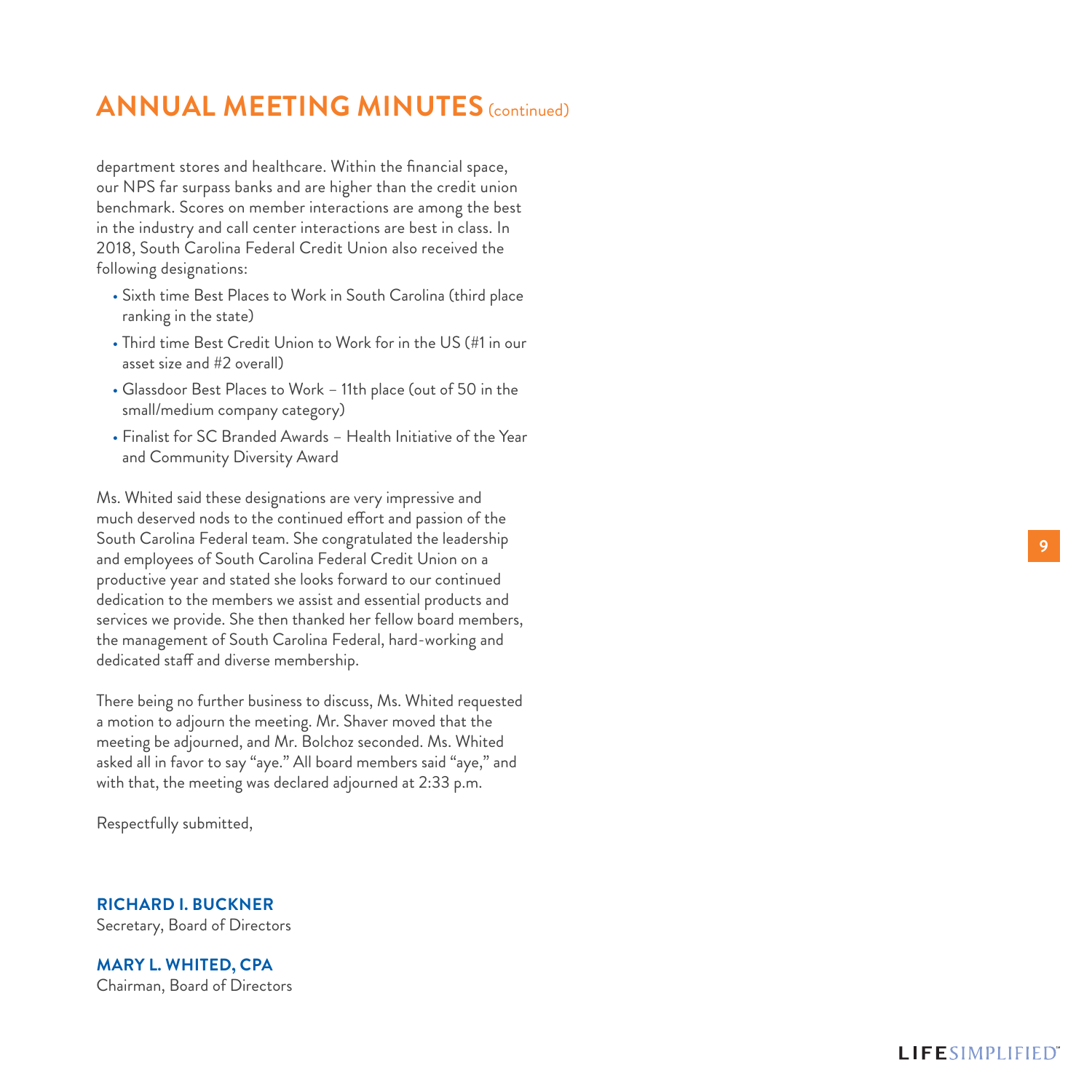# ANNUAL MEETING MINUTES (continued)

department stores and healthcare. Within the financial space, our NPS far surpass banks and are higher than the credit union benchmark. Scores on member interactions are among the best in the industry and call center interactions are best in class. In 2018, South Carolina Federal Credit Union also received the following designations:

- Sixth time Best Places to Work in South Carolina (third place ranking in the state)
- Third time Best Credit Union to Work for in the US (#1 in our asset size and #2 overall)
- Glassdoor Best Places to Work – 11th place (out of 50 in the small/medium company category)
- Finalist for SC Branded Awards – Health Initiative of the Year and Community Diversity Award

Ms. Whited said these designations are very impressive and much deserved nods to the continued effort and passion of the South Carolina Federal team. She congratulated the leadership and employees of South Carolina Federal Credit Union on a productive year and stated she looks forward to our continued dedication to the members we assist and essential products and services we provide. She then thanked her fellow board members, the management of South Carolina Federal, hard-working and dedicated staff and diverse membership.

There being no further business to discuss, Ms. Whited requested a motion to adjourn the meeting. Mr. Shaver moved that the meeting be adjourned, and Mr. Bolchoz seconded. Ms. Whited asked all in favor to say "aye." All board members said "aye," and with that, the meeting was declared adjourned at 2:33 p.m.

Respectfully submitted,

**RICHARD I. BUCKNER**
Secretary, Board of Directors

**MARY L. WHITED, CPA**
Chairman, Board of Directors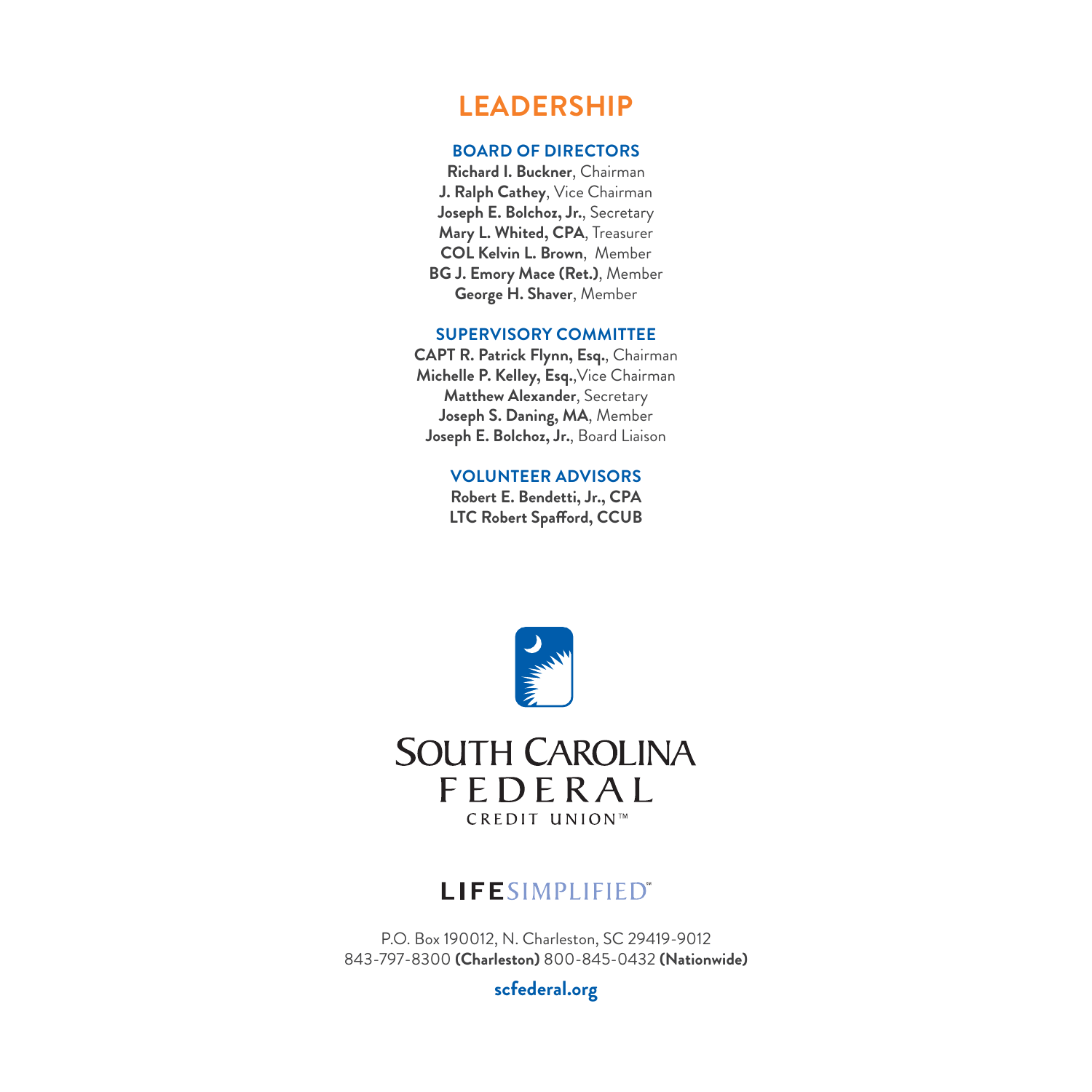# LEADERSHIP

## BOARD OF DIRECTORS

**Richard I. Buckner**, Chairman
**J. Ralph Cathey**, Vice Chairman
**Joseph E. Bolchoz, Jr.**, Secretary
**Mary L. Whited, CPA**, Treasurer
**COL Kelvin L. Brown**, Member
**BG J. Emory Mace (Ret.)**, Member
**George H. Shaver**, Member

## SUPERVISORY COMMITTEE

**CAPT R. Patrick Flynn, Esq.**, Chairman
**Michelle P. Kelley, Esq.**, Vice Chairman
**Matthew Alexander**, Secretary
**Joseph S. Daning, MA**, Member
**Joseph E. Bolchoz, Jr.**, Board Liaison

## VOLUNTEER ADVISORS

**Robert E. Bendetti, Jr., CPA**
**LTC Robert Spafford, CCUB**

SOUTH CAROLINA
FEDERAL
CREDIT UNION™

LIFESIMPLIFIED℠

P.O. Box 190012, N. Charleston, SC 29419-9012
843-797-8300 **(Charleston)** 800-845-0432 **(Nationwide)**

**scfederal.org**